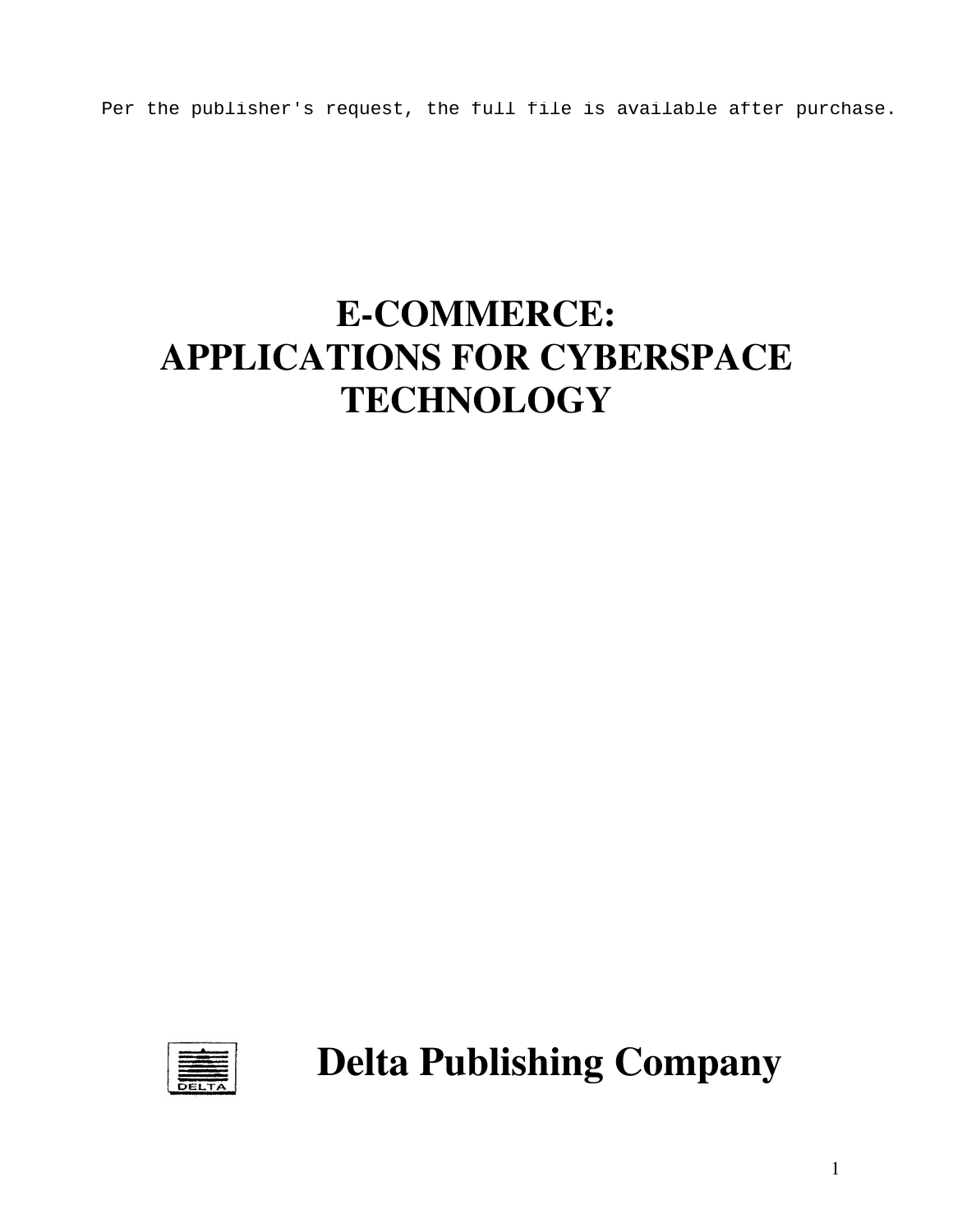Per the publisher's request, the full file is available after purchase.

# E-COMMERCE: APPLICATIONS FOR CYBERSPACE TECHNOLOGY

**Delta Publishing Company**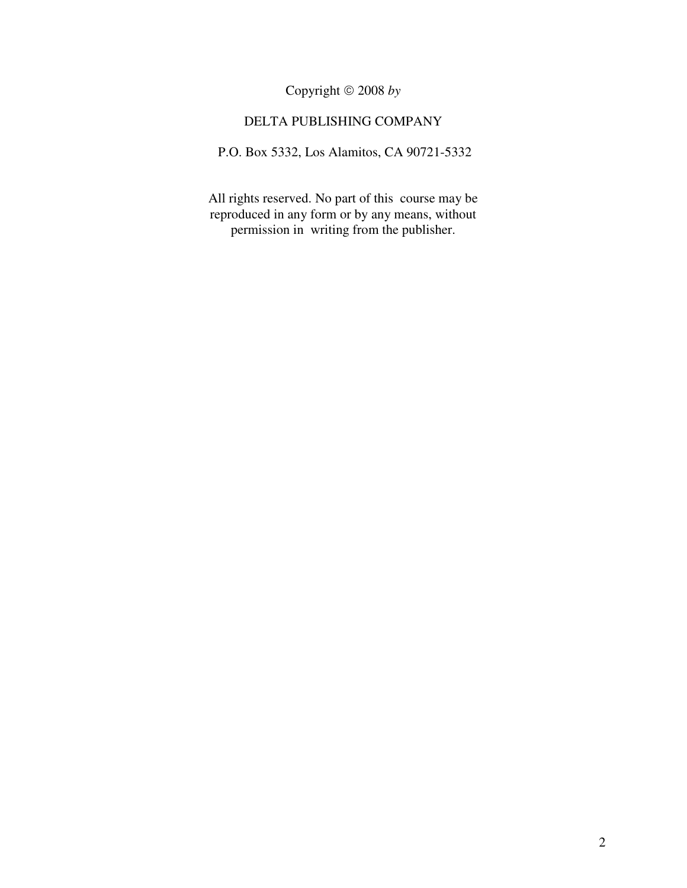Copyright © 2008 *by*

DELTA PUBLISHING COMPANY

P.O. Box 5332, Los Alamitos, CA 90721-5332

All rights reserved. No part of this course may be reproduced in any form or by any means, without permission in writing from the publisher.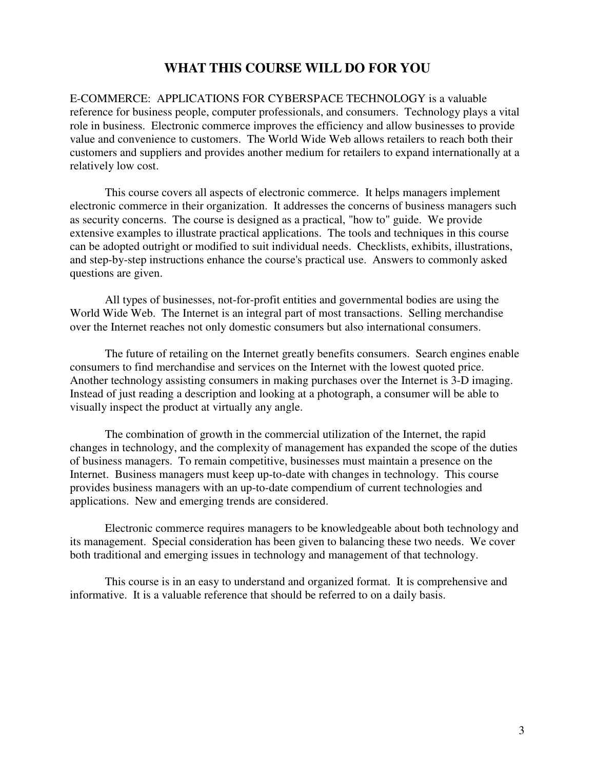# WHAT THIS COURSE WILL DO FOR YOU

E-COMMERCE: APPLICATIONS FOR CYBERSPACE TECHNOLOGY is a valuable reference for business people, computer professionals, and consumers. Technology plays a vital role in business. Electronic commerce improves the efficiency and allow businesses to provide value and convenience to customers. The World Wide Web allows retailers to reach both their customers and suppliers and provides another medium for retailers to expand internationally at a relatively low cost.

This course covers all aspects of electronic commerce. It helps managers implement electronic commerce in their organization. It addresses the concerns of business managers such as security concerns. The course is designed as a practical, "how to" guide. We provide extensive examples to illustrate practical applications. The tools and techniques in this course can be adopted outright or modified to suit individual needs. Checklists, exhibits, illustrations, and step-by-step instructions enhance the course's practical use. Answers to commonly asked questions are given.

All types of businesses, not-for-profit entities and governmental bodies are using the World Wide Web. The Internet is an integral part of most transactions. Selling merchandise over the Internet reaches not only domestic consumers but also international consumers.

The future of retailing on the Internet greatly benefits consumers. Search engines enable consumers to find merchandise and services on the Internet with the lowest quoted price. Another technology assisting consumers in making purchases over the Internet is 3-D imaging. Instead of just reading a description and looking at a photograph, a consumer will be able to visually inspect the product at virtually any angle.

The combination of growth in the commercial utilization of the Internet, the rapid changes in technology, and the complexity of management has expanded the scope of the duties of business managers. To remain competitive, businesses must maintain a presence on the Internet. Business managers must keep up-to-date with changes in technology. This course provides business managers with an up-to-date compendium of current technologies and applications. New and emerging trends are considered.

Electronic commerce requires managers to be knowledgeable about both technology and its management. Special consideration has been given to balancing these two needs. We cover both traditional and emerging issues in technology and management of that technology.

This course is in an easy to understand and organized format. It is comprehensive and informative. It is a valuable reference that should be referred to on a daily basis.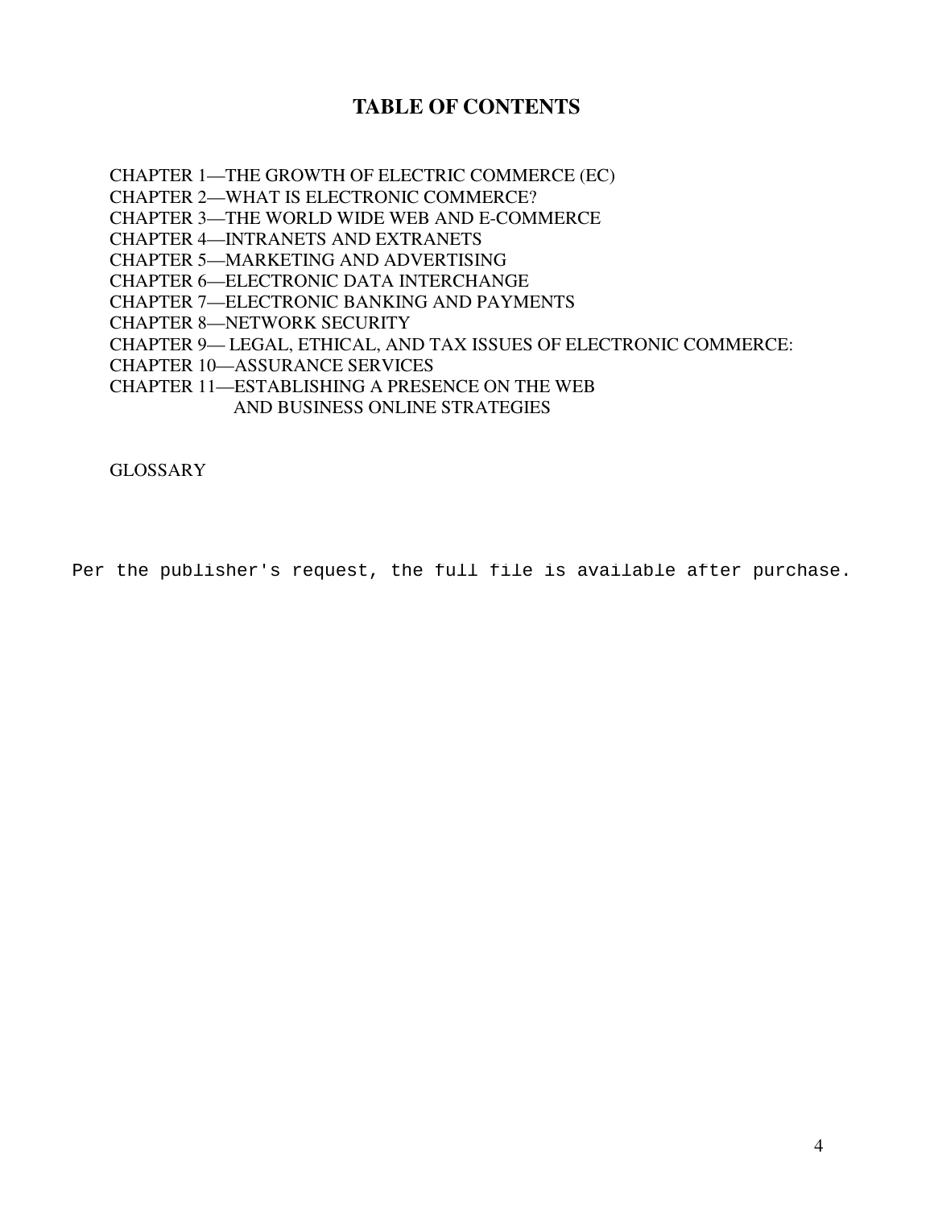# TABLE OF CONTENTS

CHAPTER 1—THE GROWTH OF ELECTRIC COMMERCE (EC)
CHAPTER 2—WHAT IS ELECTRONIC COMMERCE?
CHAPTER 3—THE WORLD WIDE WEB AND E-COMMERCE
CHAPTER 4—INTRANETS AND EXTRANETS
CHAPTER 5—MARKETING AND ADVERTISING
CHAPTER 6—ELECTRONIC DATA INTERCHANGE
CHAPTER 7—ELECTRONIC BANKING AND PAYMENTS
CHAPTER 8—NETWORK SECURITY
CHAPTER 9— LEGAL, ETHICAL, AND TAX ISSUES OF ELECTRONIC COMMERCE:
CHAPTER 10—ASSURANCE SERVICES
CHAPTER 11—ESTABLISHING A PRESENCE ON THE WEB AND BUSINESS ONLINE STRATEGIES

GLOSSARY

Per the publisher's request, the full file is available after purchase.